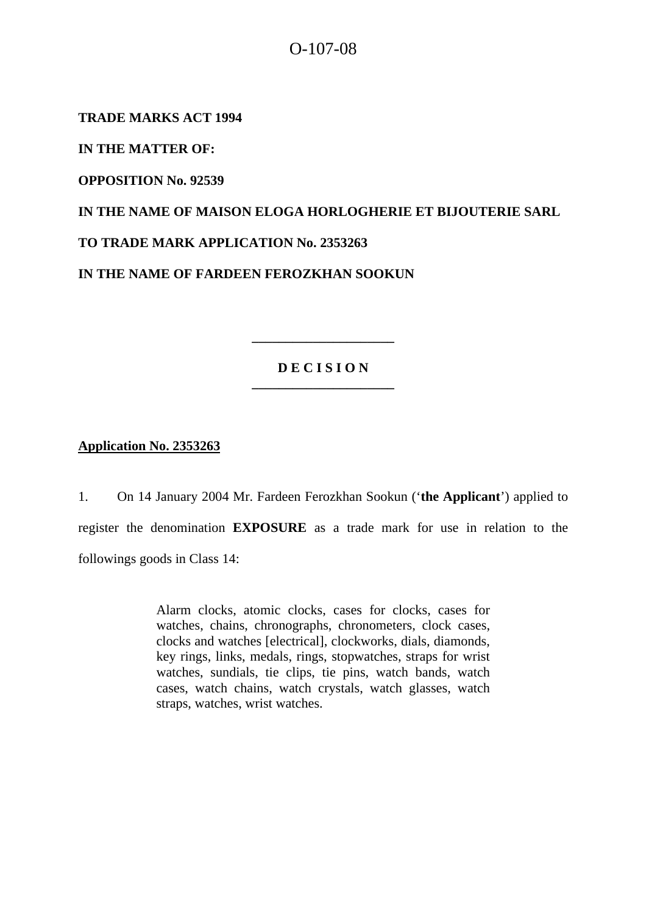O-107-08

**TRADE MARKS ACT 1994**

**IN THE MATTER OF:**

**OPPOSITION No. 92539**

**IN THE NAME OF MAISON ELOGA HORLOGHERIE ET BIJOUTERIE SARL**

**TO TRADE MARK APPLICATION No. 2353263**

**IN THE NAME OF FARDEEN FEROZKHAN SOOKUN**

---

**D E C I S I O N**

---

**Application No. 2353263**

1. On 14 January 2004 Mr. Fardeen Ferozkhan Sookun ('**the Applicant**') applied to register the denomination **EXPOSURE** as a trade mark for use in relation to the followings goods in Class 14:

> Alarm clocks, atomic clocks, cases for clocks, cases for watches, chains, chronographs, chronometers, clock cases, clocks and watches [electrical], clockworks, dials, diamonds, key rings, links, medals, rings, stopwatches, straps for wrist watches, sundials, tie clips, tie pins, watch bands, watch cases, watch chains, watch crystals, watch glasses, watch straps, watches, wrist watches.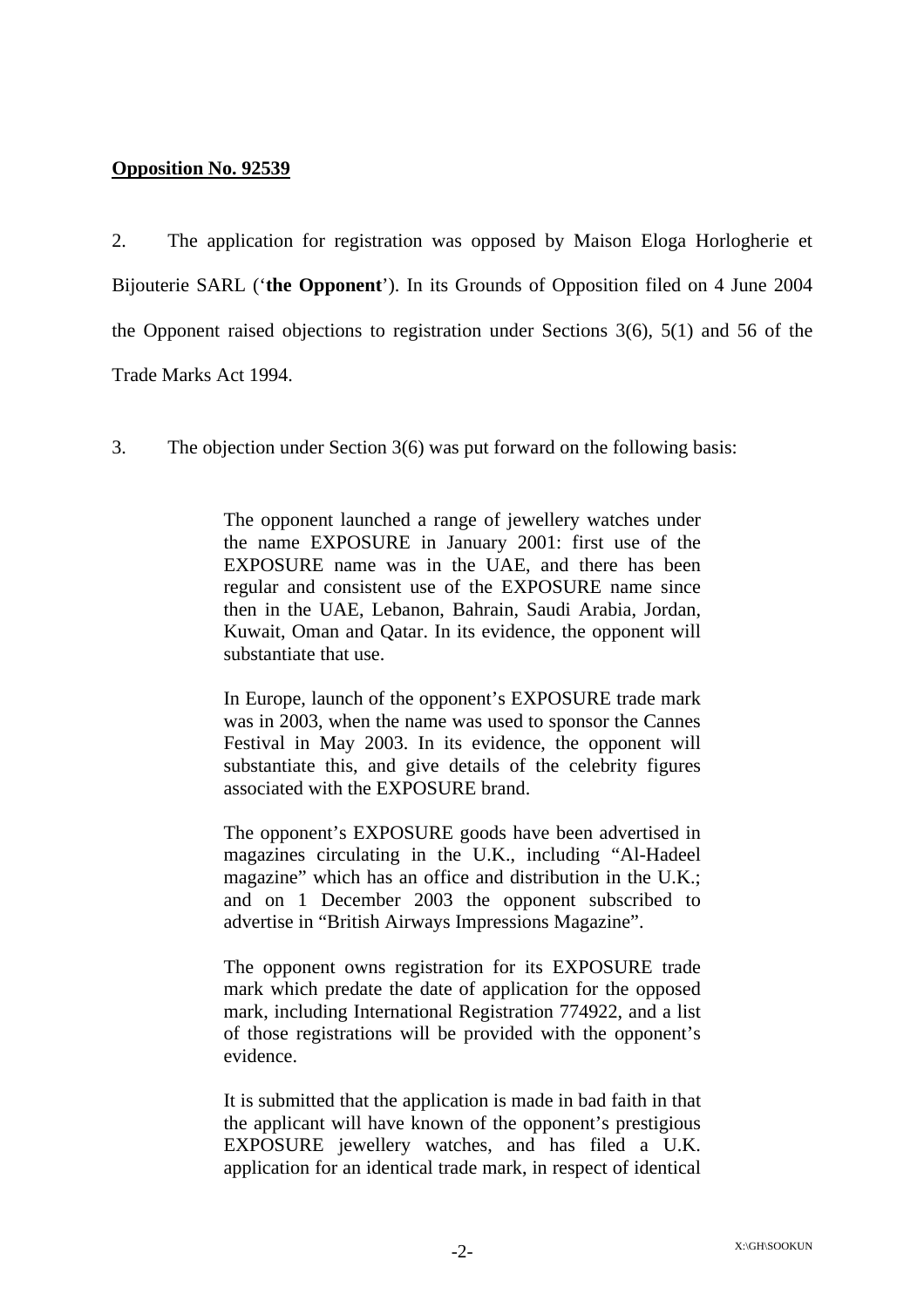**Opposition No. 92539**

2. The application for registration was opposed by Maison Eloga Horlogherie et Bijouterie SARL ('**the Opponent**'). In its Grounds of Opposition filed on 4 June 2004 the Opponent raised objections to registration under Sections 3(6), 5(1) and 56 of the Trade Marks Act 1994.

3. The objection under Section 3(6) was put forward on the following basis:

> The opponent launched a range of jewellery watches under the name EXPOSURE in January 2001: first use of the EXPOSURE name was in the UAE, and there has been regular and consistent use of the EXPOSURE name since then in the UAE, Lebanon, Bahrain, Saudi Arabia, Jordan, Kuwait, Oman and Qatar. In its evidence, the opponent will substantiate that use.
>
> In Europe, launch of the opponent's EXPOSURE trade mark was in 2003, when the name was used to sponsor the Cannes Festival in May 2003. In its evidence, the opponent will substantiate this, and give details of the celebrity figures associated with the EXPOSURE brand.
>
> The opponent's EXPOSURE goods have been advertised in magazines circulating in the U.K., including "Al-Hadeel magazine" which has an office and distribution in the U.K.; and on 1 December 2003 the opponent subscribed to advertise in "British Airways Impressions Magazine".
>
> The opponent owns registration for its EXPOSURE trade mark which predate the date of application for the opposed mark, including International Registration 774922, and a list of those registrations will be provided with the opponent's evidence.
>
> It is submitted that the application is made in bad faith in that the applicant will have known of the opponent's prestigious EXPOSURE jewellery watches, and has filed a U.K. application for an identical trade mark, in respect of identical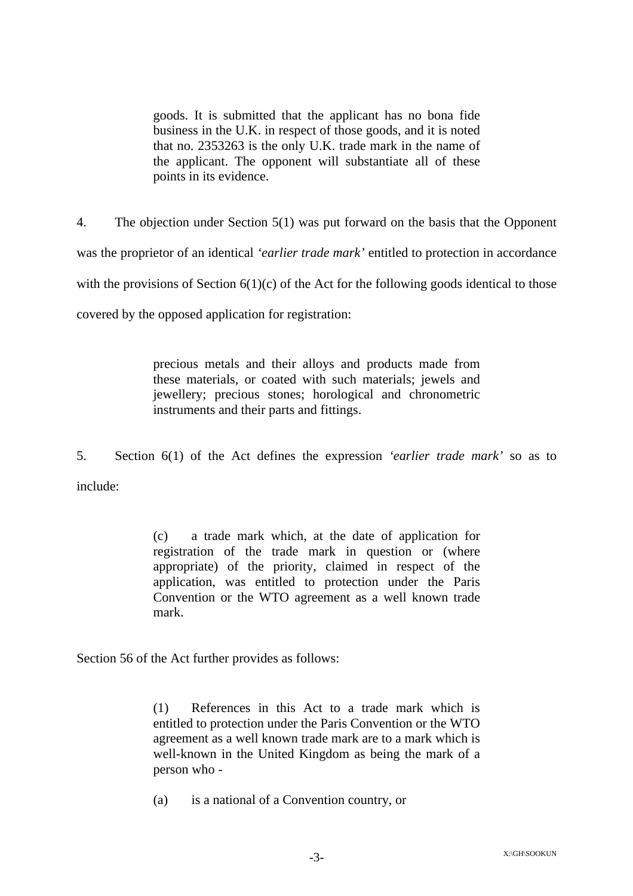> goods. It is submitted that the applicant has no bona fide business in the U.K. in respect of those goods, and it is noted that no. 2353263 is the only U.K. trade mark in the name of the applicant. The opponent will substantiate all of these points in its evidence.

4. The objection under Section 5(1) was put forward on the basis that the Opponent was the proprietor of an identical *'earlier trade mark'* entitled to protection in accordance with the provisions of Section 6(1)(c) of the Act for the following goods identical to those covered by the opposed application for registration:

> precious metals and their alloys and products made from these materials, or coated with such materials; jewels and jewellery; precious stones; horological and chronometric instruments and their parts and fittings.

5. Section 6(1) of the Act defines the expression *'earlier trade mark'* so as to include:

> (c) a trade mark which, at the date of application for registration of the trade mark in question or (where appropriate) of the priority, claimed in respect of the application, was entitled to protection under the Paris Convention or the WTO agreement as a well known trade mark.

Section 56 of the Act further provides as follows:

> (1) References in this Act to a trade mark which is entitled to protection under the Paris Convention or the WTO agreement as a well known trade mark are to a mark which is well-known in the United Kingdom as being the mark of a person who -
>
> (a) is a national of a Convention country, or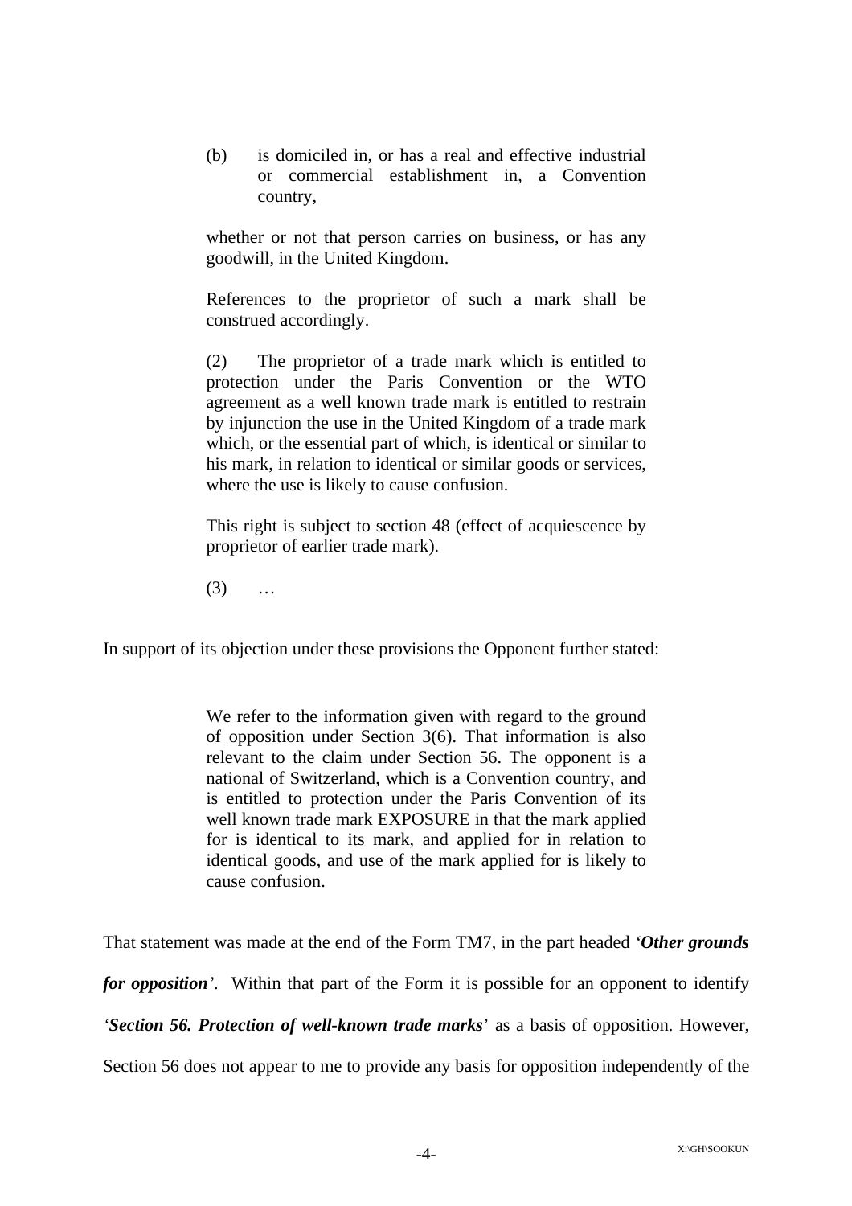> (b) is domiciled in, or has a real and effective industrial or commercial establishment in, a Convention country,
>
> whether or not that person carries on business, or has any goodwill, in the United Kingdom.
>
> References to the proprietor of such a mark shall be construed accordingly.
>
> (2) The proprietor of a trade mark which is entitled to protection under the Paris Convention or the WTO agreement as a well known trade mark is entitled to restrain by injunction the use in the United Kingdom of a trade mark which, or the essential part of which, is identical or similar to his mark, in relation to identical or similar goods or services, where the use is likely to cause confusion.
>
> This right is subject to section 48 (effect of acquiescence by proprietor of earlier trade mark).
>
> (3) …

In support of its objection under these provisions the Opponent further stated:

> We refer to the information given with regard to the ground of opposition under Section 3(6). That information is also relevant to the claim under Section 56. The opponent is a national of Switzerland, which is a Convention country, and is entitled to protection under the Paris Convention of its well known trade mark EXPOSURE in that the mark applied for is identical to its mark, and applied for in relation to identical goods, and use of the mark applied for is likely to cause confusion.

That statement was made at the end of the Form TM7, in the part headed *'**Other grounds for opposition**'*. Within that part of the Form it is possible for an opponent to identify '***Section 56. Protection of well-known trade marks***' as a basis of opposition. However, Section 56 does not appear to me to provide any basis for opposition independently of the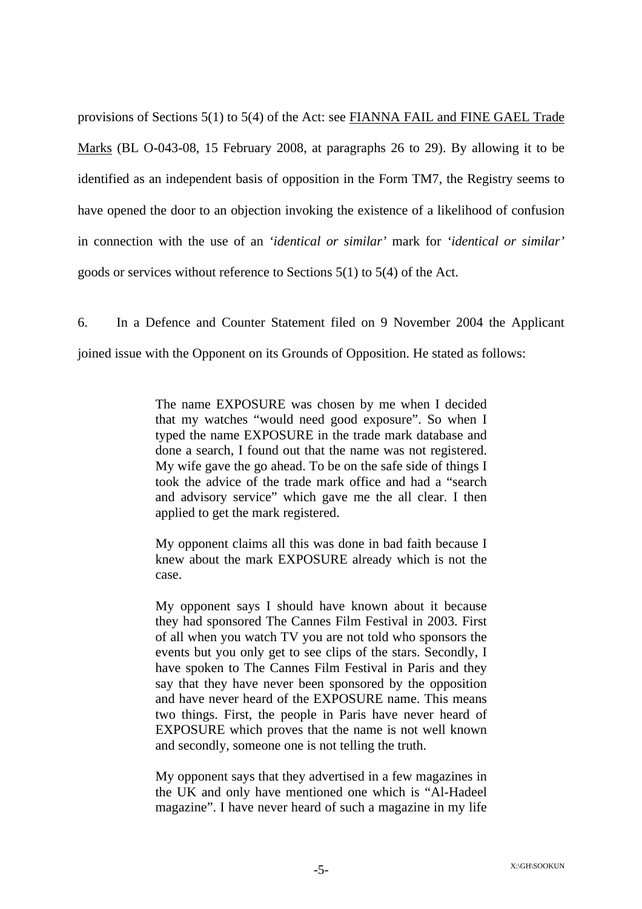provisions of Sections 5(1) to 5(4) of the Act: see FIANNA FAIL and FINE GAEL Trade Marks (BL O-043-08, 15 February 2008, at paragraphs 26 to 29). By allowing it to be identified as an independent basis of opposition in the Form TM7, the Registry seems to have opened the door to an objection invoking the existence of a likelihood of confusion in connection with the use of an *'identical or similar'* mark for *'identical or similar'* goods or services without reference to Sections 5(1) to 5(4) of the Act.

6. In a Defence and Counter Statement filed on 9 November 2004 the Applicant joined issue with the Opponent on its Grounds of Opposition. He stated as follows:

> The name EXPOSURE was chosen by me when I decided that my watches "would need good exposure". So when I typed the name EXPOSURE in the trade mark database and done a search, I found out that the name was not registered. My wife gave the go ahead. To be on the safe side of things I took the advice of the trade mark office and had a "search and advisory service" which gave me the all clear. I then applied to get the mark registered.
>
> My opponent claims all this was done in bad faith because I knew about the mark EXPOSURE already which is not the case.
>
> My opponent says I should have known about it because they had sponsored The Cannes Film Festival in 2003. First of all when you watch TV you are not told who sponsors the events but you only get to see clips of the stars. Secondly, I have spoken to The Cannes Film Festival in Paris and they say that they have never been sponsored by the opposition and have never heard of the EXPOSURE name. This means two things. First, the people in Paris have never heard of EXPOSURE which proves that the name is not well known and secondly, someone one is not telling the truth.
>
> My opponent says that they advertised in a few magazines in the UK and only have mentioned one which is "Al-Hadeel magazine". I have never heard of such a magazine in my life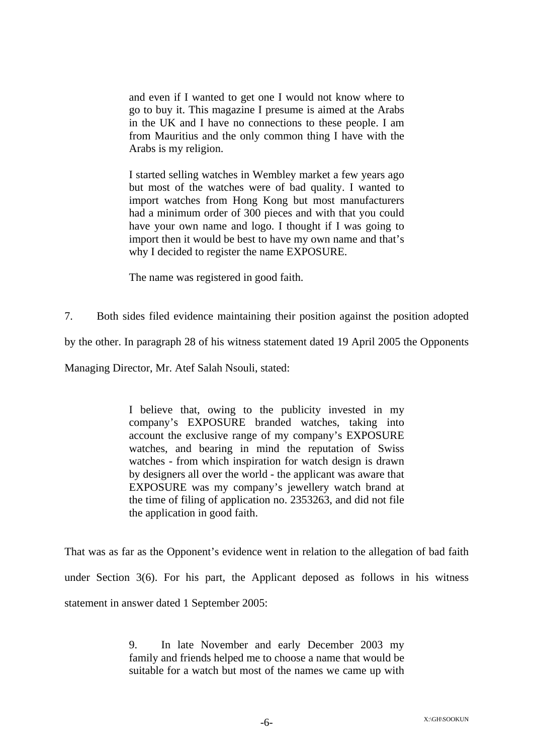> and even if I wanted to get one I would not know where to go to buy it. This magazine I presume is aimed at the Arabs in the UK and I have no connections to these people. I am from Mauritius and the only common thing I have with the Arabs is my religion.
>
> I started selling watches in Wembley market a few years ago but most of the watches were of bad quality. I wanted to import watches from Hong Kong but most manufacturers had a minimum order of 300 pieces and with that you could have your own name and logo. I thought if I was going to import then it would be best to have my own name and that's why I decided to register the name EXPOSURE.
>
> The name was registered in good faith.

7. Both sides filed evidence maintaining their position against the position adopted by the other. In paragraph 28 of his witness statement dated 19 April 2005 the Opponents Managing Director, Mr. Atef Salah Nsouli, stated:

> I believe that, owing to the publicity invested in my company's EXPOSURE branded watches, taking into account the exclusive range of my company's EXPOSURE watches, and bearing in mind the reputation of Swiss watches - from which inspiration for watch design is drawn by designers all over the world - the applicant was aware that EXPOSURE was my company's jewellery watch brand at the time of filing of application no. 2353263, and did not file the application in good faith.

That was as far as the Opponent's evidence went in relation to the allegation of bad faith under Section 3(6). For his part, the Applicant deposed as follows in his witness statement in answer dated 1 September 2005:

> 9. In late November and early December 2003 my family and friends helped me to choose a name that would be suitable for a watch but most of the names we came up with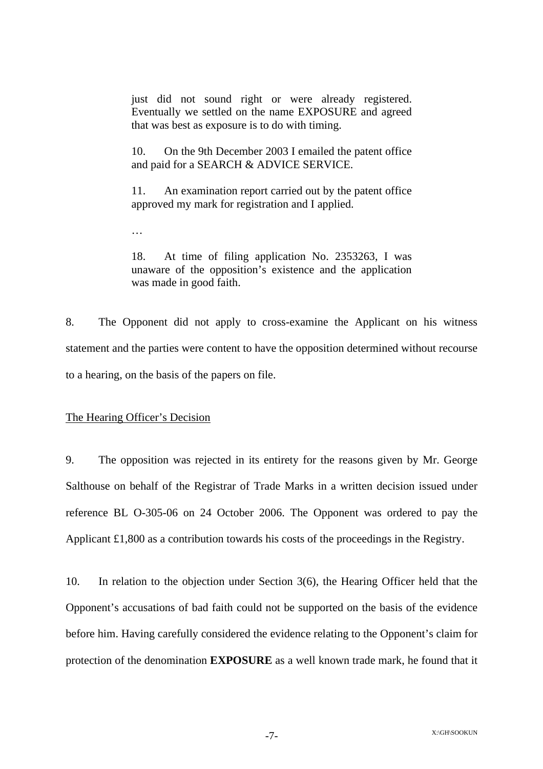> just did not sound right or were already registered. Eventually we settled on the name EXPOSURE and agreed that was best as exposure is to do with timing.
>
> 10. On the 9th December 2003 I emailed the patent office and paid for a SEARCH & ADVICE SERVICE.
>
> 11. An examination report carried out by the patent office approved my mark for registration and I applied.
>
> …
>
> 18. At time of filing application No. 2353263, I was unaware of the opposition's existence and the application was made in good faith.

8. The Opponent did not apply to cross-examine the Applicant on his witness statement and the parties were content to have the opposition determined without recourse to a hearing, on the basis of the papers on file.

<u>The Hearing Officer's Decision</u>

9. The opposition was rejected in its entirety for the reasons given by Mr. George Salthouse on behalf of the Registrar of Trade Marks in a written decision issued under reference BL O-305-06 on 24 October 2006. The Opponent was ordered to pay the Applicant £1,800 as a contribution towards his costs of the proceedings in the Registry.

10. In relation to the objection under Section 3(6), the Hearing Officer held that the Opponent's accusations of bad faith could not be supported on the basis of the evidence before him. Having carefully considered the evidence relating to the Opponent's claim for protection of the denomination **EXPOSURE** as a well known trade mark, he found that it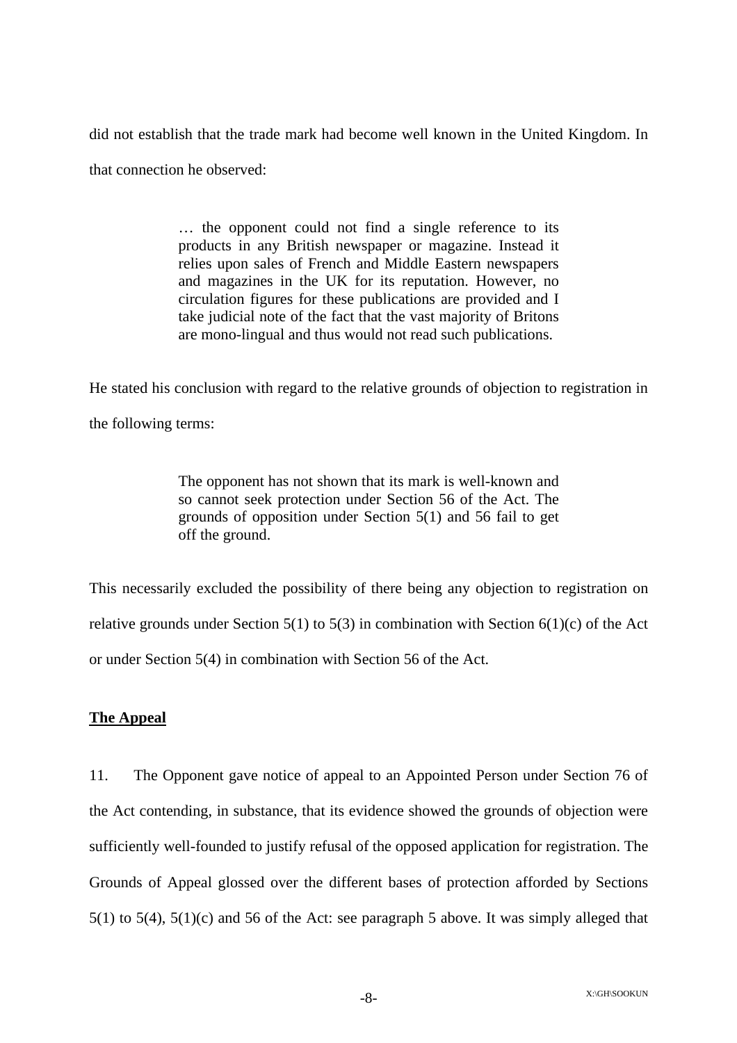did not establish that the trade mark had become well known in the United Kingdom. In that connection he observed:

> … the opponent could not find a single reference to its products in any British newspaper or magazine. Instead it relies upon sales of French and Middle Eastern newspapers and magazines in the UK for its reputation. However, no circulation figures for these publications are provided and I take judicial note of the fact that the vast majority of Britons are mono-lingual and thus would not read such publications.

He stated his conclusion with regard to the relative grounds of objection to registration in the following terms:

> The opponent has not shown that its mark is well-known and so cannot seek protection under Section 56 of the Act. The grounds of opposition under Section 5(1) and 56 fail to get off the ground.

This necessarily excluded the possibility of there being any objection to registration on relative grounds under Section 5(1) to 5(3) in combination with Section 6(1)(c) of the Act or under Section 5(4) in combination with Section 56 of the Act.

**The Appeal**

11. The Opponent gave notice of appeal to an Appointed Person under Section 76 of the Act contending, in substance, that its evidence showed the grounds of objection were sufficiently well-founded to justify refusal of the opposed application for registration. The Grounds of Appeal glossed over the different bases of protection afforded by Sections 5(1) to 5(4), 5(1)(c) and 56 of the Act: see paragraph 5 above. It was simply alleged that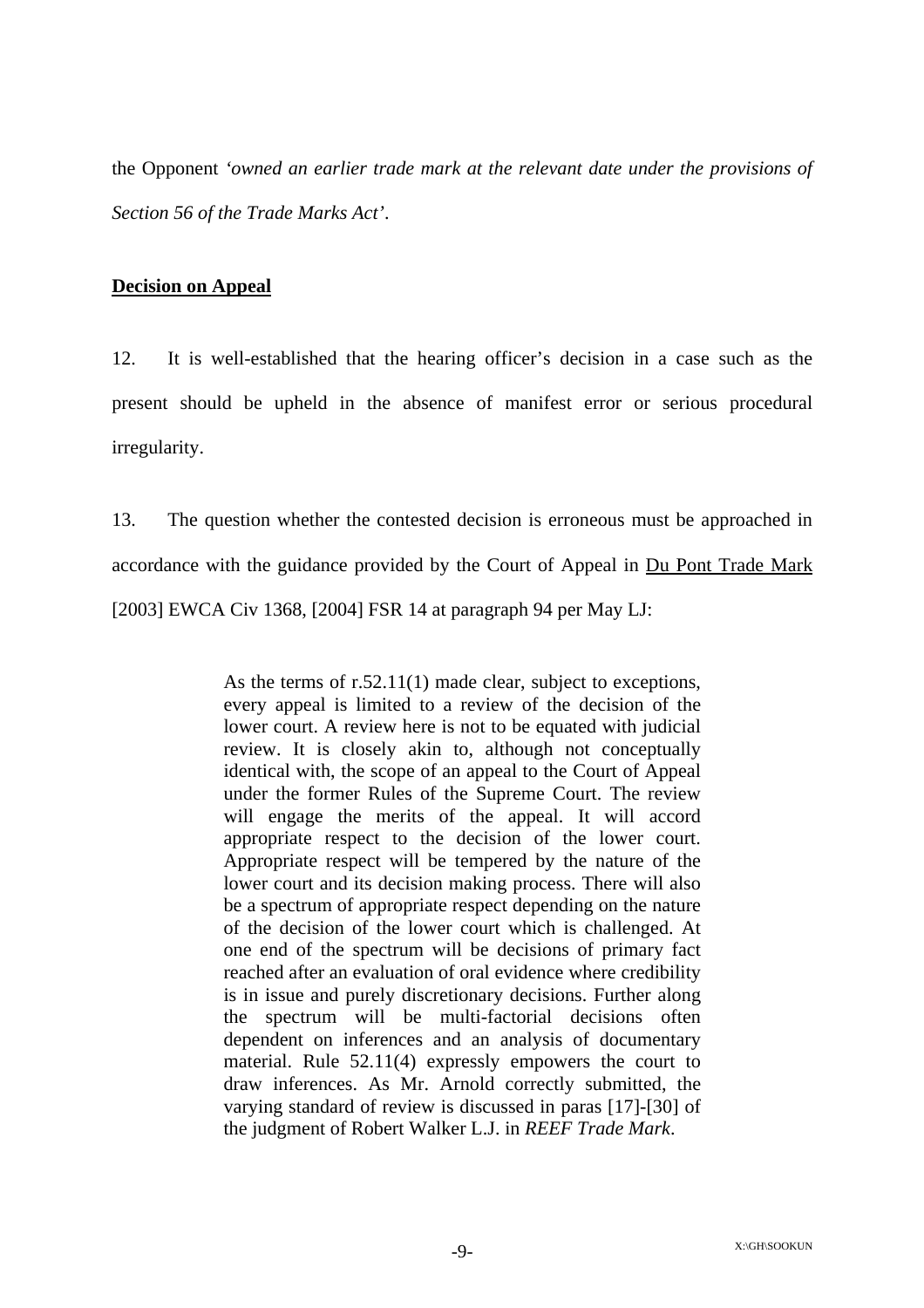the Opponent *'owned an earlier trade mark at the relevant date under the provisions of Section 56 of the Trade Marks Act'*.

**Decision on Appeal**

12. It is well-established that the hearing officer's decision in a case such as the present should be upheld in the absence of manifest error or serious procedural irregularity.

13. The question whether the contested decision is erroneous must be approached in accordance with the guidance provided by the Court of Appeal in Du Pont Trade Mark [2003] EWCA Civ 1368, [2004] FSR 14 at paragraph 94 per May LJ:

> As the terms of r.52.11(1) made clear, subject to exceptions, every appeal is limited to a review of the decision of the lower court. A review here is not to be equated with judicial review. It is closely akin to, although not conceptually identical with, the scope of an appeal to the Court of Appeal under the former Rules of the Supreme Court. The review will engage the merits of the appeal. It will accord appropriate respect to the decision of the lower court. Appropriate respect will be tempered by the nature of the lower court and its decision making process. There will also be a spectrum of appropriate respect depending on the nature of the decision of the lower court which is challenged. At one end of the spectrum will be decisions of primary fact reached after an evaluation of oral evidence where credibility is in issue and purely discretionary decisions. Further along the spectrum will be multi-factorial decisions often dependent on inferences and an analysis of documentary material. Rule 52.11(4) expressly empowers the court to draw inferences. As Mr. Arnold correctly submitted, the varying standard of review is discussed in paras [17]-[30] of the judgment of Robert Walker L.J. in *REEF Trade Mark*.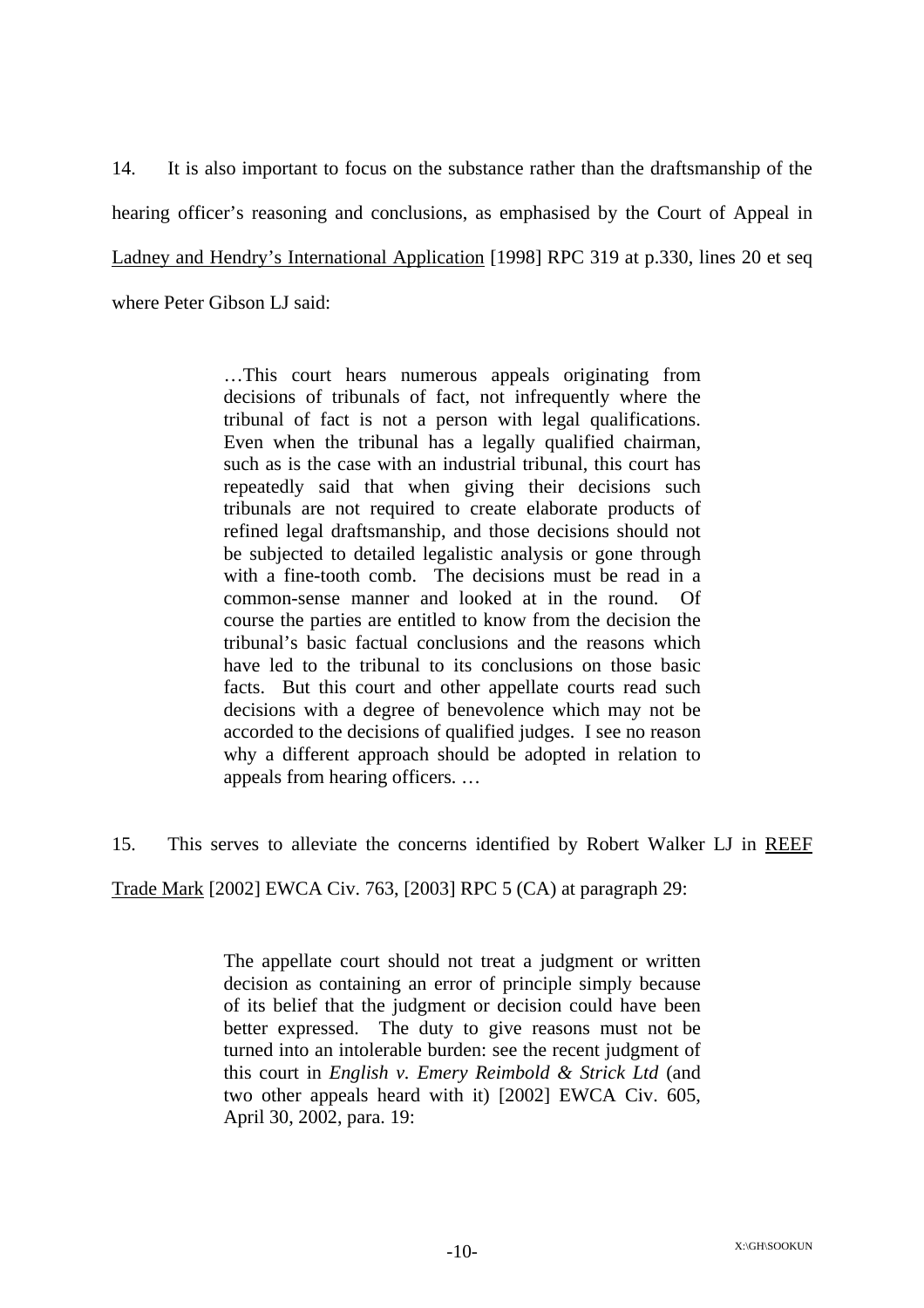14. It is also important to focus on the substance rather than the draftsmanship of the hearing officer's reasoning and conclusions, as emphasised by the Court of Appeal in Ladney and Hendry's International Application [1998] RPC 319 at p.330, lines 20 et seq where Peter Gibson LJ said:

> …This court hears numerous appeals originating from decisions of tribunals of fact, not infrequently where the tribunal of fact is not a person with legal qualifications. Even when the tribunal has a legally qualified chairman, such as is the case with an industrial tribunal, this court has repeatedly said that when giving their decisions such tribunals are not required to create elaborate products of refined legal draftsmanship, and those decisions should not be subjected to detailed legalistic analysis or gone through with a fine-tooth comb. The decisions must be read in a common-sense manner and looked at in the round. Of course the parties are entitled to know from the decision the tribunal's basic factual conclusions and the reasons which have led to the tribunal to its conclusions on those basic facts. But this court and other appellate courts read such decisions with a degree of benevolence which may not be accorded to the decisions of qualified judges. I see no reason why a different approach should be adopted in relation to appeals from hearing officers. …

15. This serves to alleviate the concerns identified by Robert Walker LJ in REEF Trade Mark [2002] EWCA Civ. 763, [2003] RPC 5 (CA) at paragraph 29:

> The appellate court should not treat a judgment or written decision as containing an error of principle simply because of its belief that the judgment or decision could have been better expressed. The duty to give reasons must not be turned into an intolerable burden: see the recent judgment of this court in *English v. Emery Reimbold & Strick Ltd* (and two other appeals heard with it) [2002] EWCA Civ. 605, April 30, 2002, para. 19: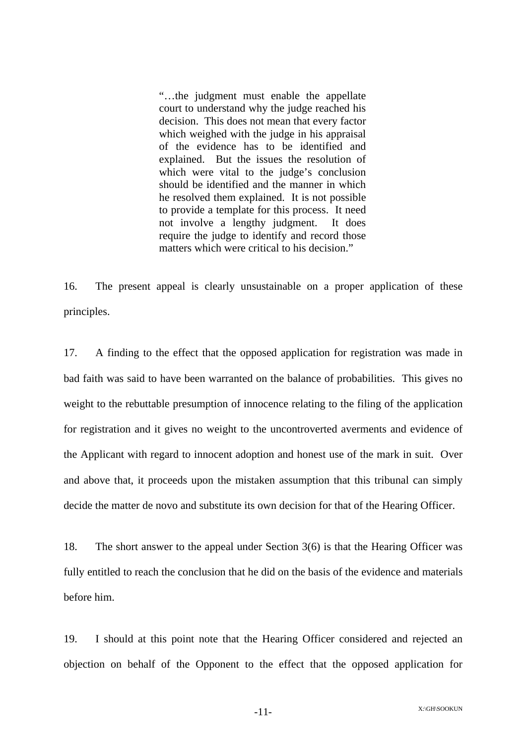> "…the judgment must enable the appellate court to understand why the judge reached his decision. This does not mean that every factor which weighed with the judge in his appraisal of the evidence has to be identified and explained. But the issues the resolution of which were vital to the judge's conclusion should be identified and the manner in which he resolved them explained. It is not possible to provide a template for this process. It need not involve a lengthy judgment. It does require the judge to identify and record those matters which were critical to his decision."

16. The present appeal is clearly unsustainable on a proper application of these principles.

17. A finding to the effect that the opposed application for registration was made in bad faith was said to have been warranted on the balance of probabilities. This gives no weight to the rebuttable presumption of innocence relating to the filing of the application for registration and it gives no weight to the uncontroverted averments and evidence of the Applicant with regard to innocent adoption and honest use of the mark in suit. Over and above that, it proceeds upon the mistaken assumption that this tribunal can simply decide the matter de novo and substitute its own decision for that of the Hearing Officer.

18. The short answer to the appeal under Section 3(6) is that the Hearing Officer was fully entitled to reach the conclusion that he did on the basis of the evidence and materials before him.

19. I should at this point note that the Hearing Officer considered and rejected an objection on behalf of the Opponent to the effect that the opposed application for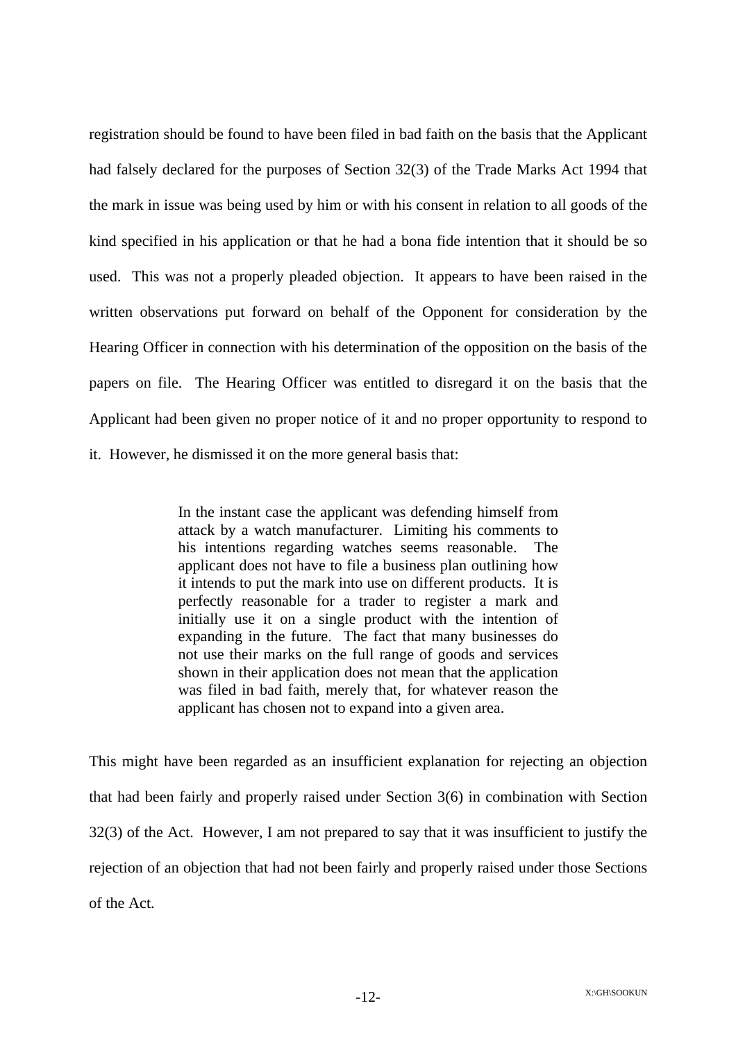registration should be found to have been filed in bad faith on the basis that the Applicant had falsely declared for the purposes of Section 32(3) of the Trade Marks Act 1994 that the mark in issue was being used by him or with his consent in relation to all goods of the kind specified in his application or that he had a bona fide intention that it should be so used. This was not a properly pleaded objection. It appears to have been raised in the written observations put forward on behalf of the Opponent for consideration by the Hearing Officer in connection with his determination of the opposition on the basis of the papers on file. The Hearing Officer was entitled to disregard it on the basis that the Applicant had been given no proper notice of it and no proper opportunity to respond to it. However, he dismissed it on the more general basis that:

> In the instant case the applicant was defending himself from attack by a watch manufacturer. Limiting his comments to his intentions regarding watches seems reasonable. The applicant does not have to file a business plan outlining how it intends to put the mark into use on different products. It is perfectly reasonable for a trader to register a mark and initially use it on a single product with the intention of expanding in the future. The fact that many businesses do not use their marks on the full range of goods and services shown in their application does not mean that the application was filed in bad faith, merely that, for whatever reason the applicant has chosen not to expand into a given area.

This might have been regarded as an insufficient explanation for rejecting an objection that had been fairly and properly raised under Section 3(6) in combination with Section 32(3) of the Act. However, I am not prepared to say that it was insufficient to justify the rejection of an objection that had not been fairly and properly raised under those Sections of the Act.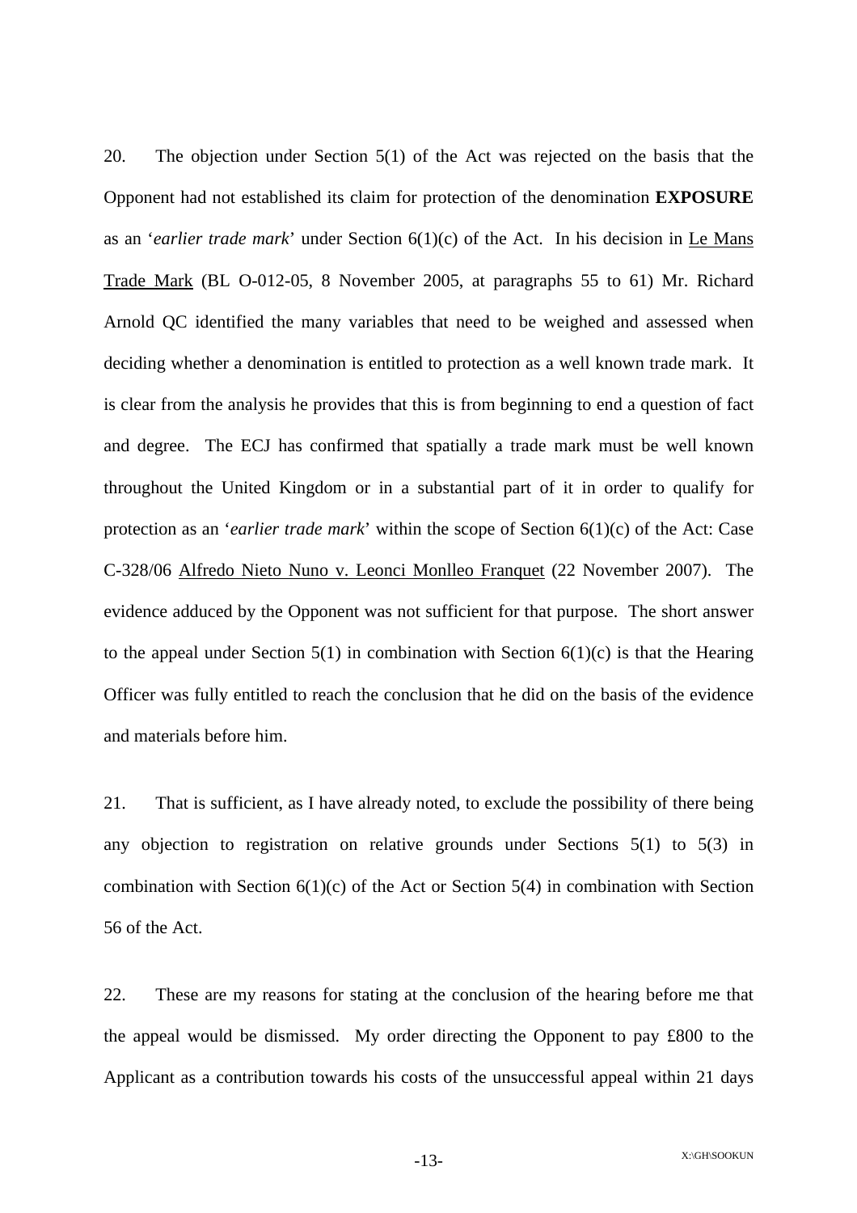20. The objection under Section 5(1) of the Act was rejected on the basis that the Opponent had not established its claim for protection of the denomination **EXPOSURE** as an '*earlier trade mark*' under Section 6(1)(c) of the Act. In his decision in Le Mans Trade Mark (BL O-012-05, 8 November 2005, at paragraphs 55 to 61) Mr. Richard Arnold QC identified the many variables that need to be weighed and assessed when deciding whether a denomination is entitled to protection as a well known trade mark. It is clear from the analysis he provides that this is from beginning to end a question of fact and degree. The ECJ has confirmed that spatially a trade mark must be well known throughout the United Kingdom or in a substantial part of it in order to qualify for protection as an '*earlier trade mark*' within the scope of Section 6(1)(c) of the Act: Case C-328/06 Alfredo Nieto Nuno v. Leonci Monlleo Franquet (22 November 2007). The evidence adduced by the Opponent was not sufficient for that purpose. The short answer to the appeal under Section 5(1) in combination with Section 6(1)(c) is that the Hearing Officer was fully entitled to reach the conclusion that he did on the basis of the evidence and materials before him.

21. That is sufficient, as I have already noted, to exclude the possibility of there being any objection to registration on relative grounds under Sections 5(1) to 5(3) in combination with Section 6(1)(c) of the Act or Section 5(4) in combination with Section 56 of the Act.

22. These are my reasons for stating at the conclusion of the hearing before me that the appeal would be dismissed. My order directing the Opponent to pay £800 to the Applicant as a contribution towards his costs of the unsuccessful appeal within 21 days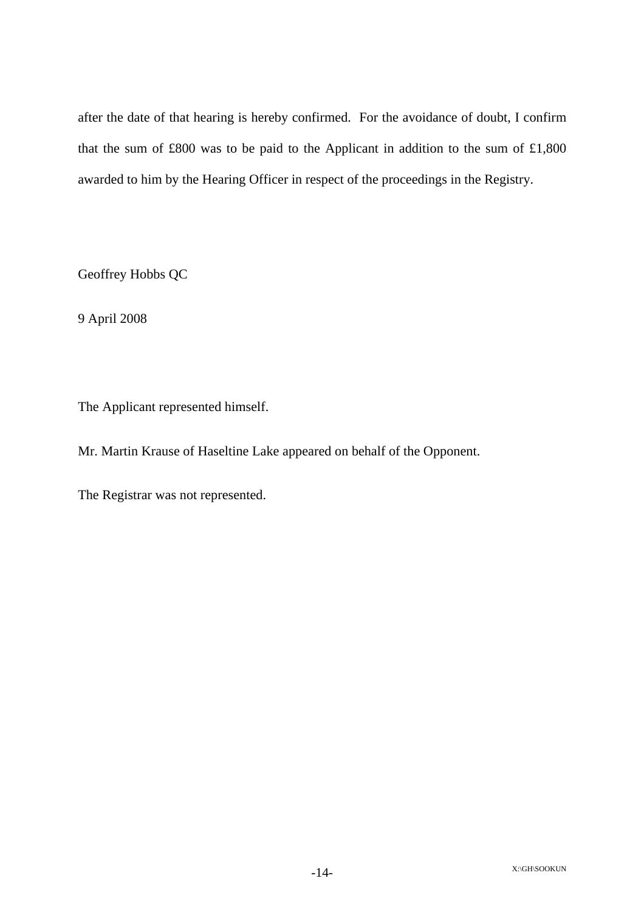after the date of that hearing is hereby confirmed. For the avoidance of doubt, I confirm that the sum of £800 was to be paid to the Applicant in addition to the sum of £1,800 awarded to him by the Hearing Officer in respect of the proceedings in the Registry.

Geoffrey Hobbs QC

9 April 2008

The Applicant represented himself.

Mr. Martin Krause of Haseltine Lake appeared on behalf of the Opponent.

The Registrar was not represented.